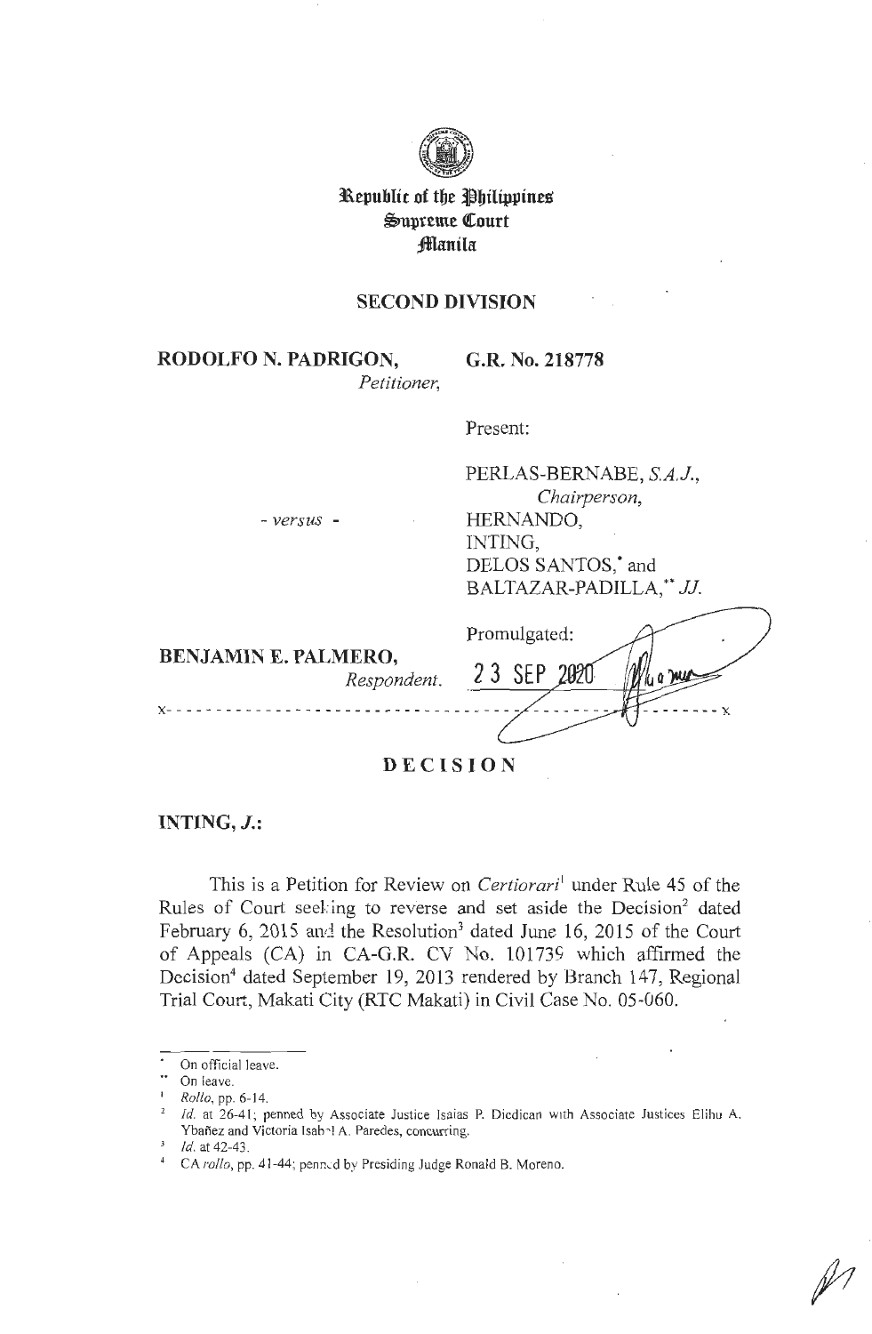**Republic of the Philippines**
**Supreme Court**
**Manila**

## SECOND DIVISION

**RODOLFO N. PADRIGON,**
*Petitioner,*

**G.R. No. 218778**

Present:

PERLAS-BERNABE, *S.A.J.,*
*Chairperson,*
HERNANDO,
INTING,
DELOS SANTOS,* and
BALTAZAR-PADILLA,** *JJ.*

*- versus -*

**BENJAMIN E. PALMERO,**
*Respondent.*

Promulgated:
23 SEP 2020

x-----------------------------------------------------------------------x

## DECISION

**INTING, *J.*:**

This is a Petition for Review on *Certiorari*[1] under Rule 45 of the Rules of Court seeking to reverse and set aside the Decision[2] dated February 6, 2015 and the Resolution[3] dated June 16, 2015 of the Court of Appeals (CA) in CA-G.R. CV No. 101739 which affirmed the Decision[4] dated September 19, 2013 rendered by Branch 147, Regional Trial Court, Makati City (RTC Makati) in Civil Case No. 05-060.

---

\* On official leave.

\*\* On leave.

[1] *Rollo*, pp. 6-14.

[2] *Id.* at 26-41; penned by Associate Justice Isaias P. Dicdican with Associate Justices Elihu A. Ybañez and Victoria Isabel A. Paredes, concurring.

[3] *Id.* at 42-43.

[4] CA *rollo*, pp. 41-44; penned by Presiding Judge Ronald B. Moreno.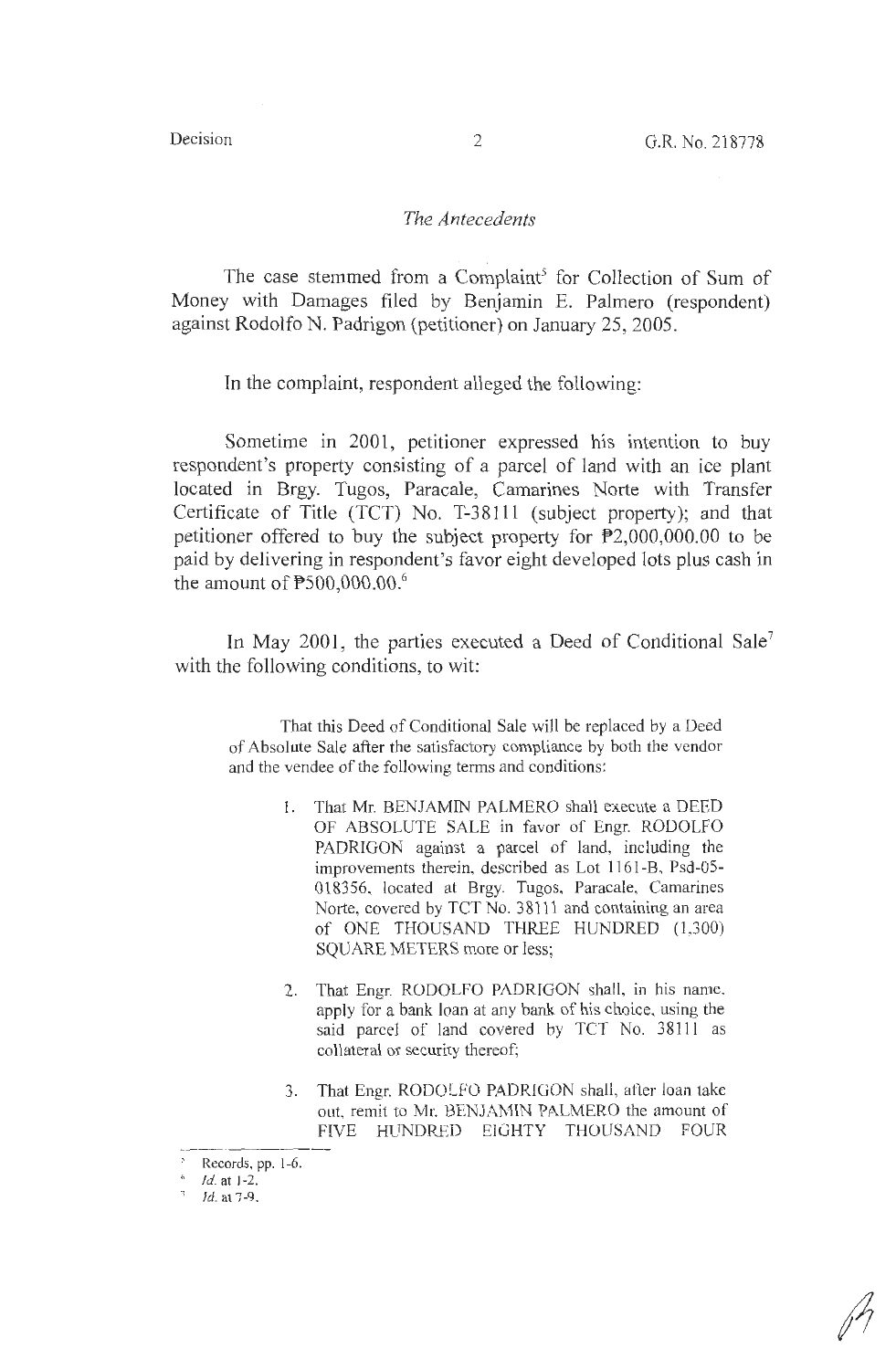## *The Antecedents*

The case stemmed from a Complaint[5] for Collection of Sum of Money with Damages filed by Benjamin E. Palmero (respondent) against Rodolfo N. Padrigon (petitioner) on January 25, 2005.

In the complaint, respondent alleged the following:

Sometime in 2001, petitioner expressed his intention to buy respondent's property consisting of a parcel of land with an ice plant located in Brgy. Tugos, Paracale, Camarines Norte with Transfer Certificate of Title (TCT) No. T-38111 (subject property); and that petitioner offered to buy the subject property for ₱2,000,000.00 to be paid by delivering in respondent's favor eight developed lots plus cash in the amount of ₱500,000.00.[6]

In May 2001, the parties executed a Deed of Conditional Sale[7] with the following conditions, to wit:

> That this Deed of Conditional Sale will be replaced by a Deed of Absolute Sale after the satisfactory compliance by both the vendor and the vendee of the following terms and conditions:
>
> 1. That Mr. BENJAMIN PALMERO shall execute a DEED OF ABSOLUTE SALE in favor of Engr. RODOLFO PADRIGON against a parcel of land, including the improvements therein, described as Lot 1161-B, Psd-05-018356, located at Brgy. Tugos, Paracale, Camarines Norte, covered by TCT No. 38111 and containing an area of ONE THOUSAND THREE HUNDRED (1,300) SQUARE METERS more or less;
>
> 2. That Engr. RODOLFO PADRIGON shall, in his name, apply for a bank loan at any bank of his choice, using the said parcel of land covered by TCT No. 38111 as collateral or security thereof;
>
> 3. That Engr. RODOLFO PADRIGON shall, after loan take out, remit to Mr. BENJAMIN PALMERO the amount of FIVE HUNDRED EIGHTY THOUSAND FOUR

---

[5] Records, pp. 1-6.

[6] *Id.* at 1-2.

[7] *Id.* at 7-9.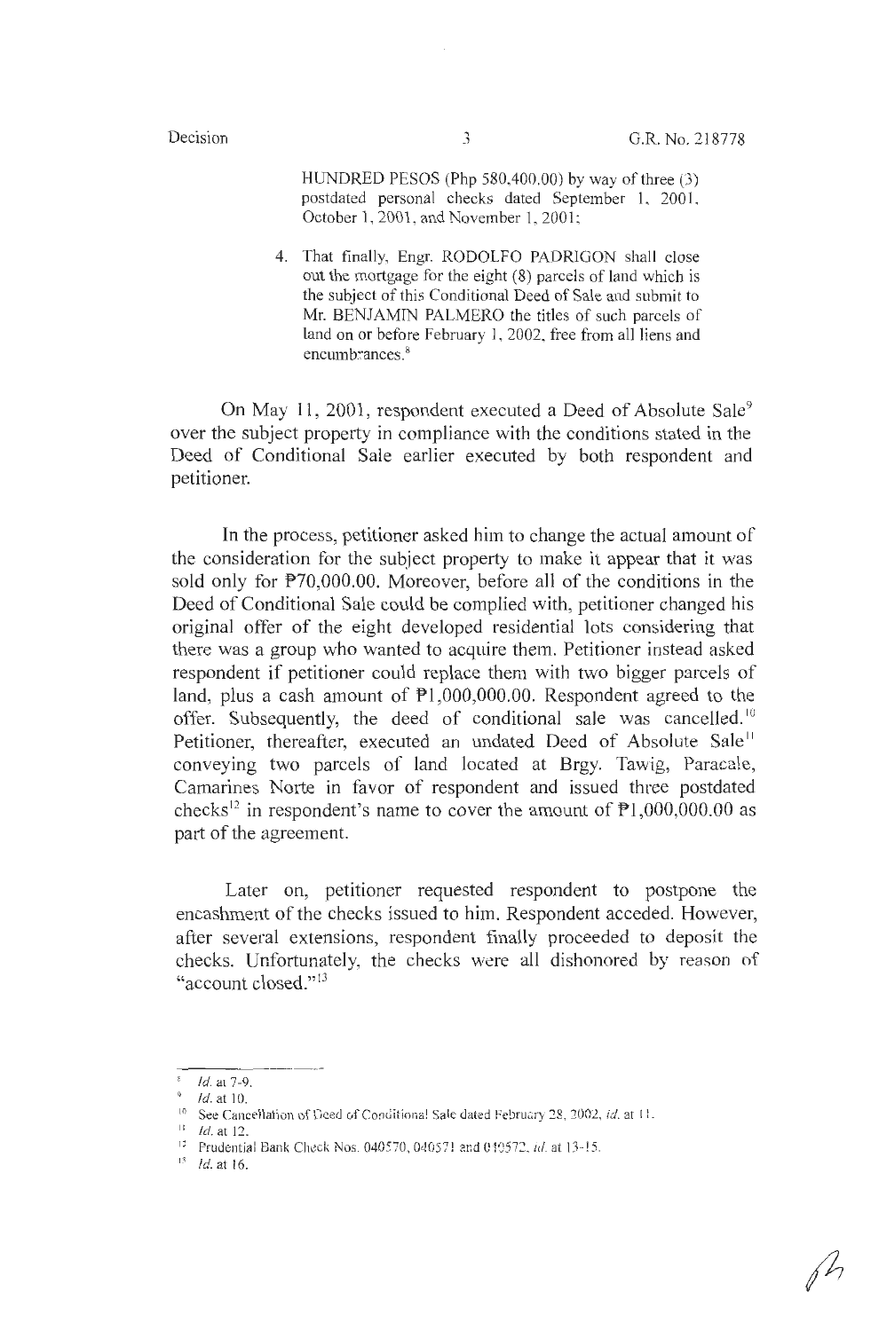HUNDRED PESOS (Php 580,400.00) by way of three (3) postdated personal checks dated September 1, 2001, October 1, 2001, and November 1, 2001;

4. That finally, Engr. RODOLFO PADRIGON shall close out the mortgage for the eight (8) parcels of land which is the subject of this Conditional Deed of Sale and submit to Mr. BENJAMIN PALMERO the titles of such parcels of land on or before February 1, 2002, free from all liens and encumbrances.[8]

On May 11, 2001, respondent executed a Deed of Absolute Sale[9] over the subject property in compliance with the conditions stated in the Deed of Conditional Sale earlier executed by both respondent and petitioner.

In the process, petitioner asked him to change the actual amount of the consideration for the subject property to make it appear that it was sold only for ₱70,000.00. Moreover, before all of the conditions in the Deed of Conditional Sale could be complied with, petitioner changed his original offer of the eight developed residential lots considering that there was a group who wanted to acquire them. Petitioner instead asked respondent if petitioner could replace them with two bigger parcels of land, plus a cash amount of ₱1,000,000.00. Respondent agreed to the offer. Subsequently, the deed of conditional sale was cancelled.[10] Petitioner, thereafter, executed an undated Deed of Absolute Sale[11] conveying two parcels of land located at Brgy. Tawig, Paracale, Camarines Norte in favor of respondent and issued three postdated checks[12] in respondent's name to cover the amount of ₱1,000,000.00 as part of the agreement.

Later on, petitioner requested respondent to postpone the encashment of the checks issued to him. Respondent acceded. However, after several extensions, respondent finally proceeded to deposit the checks. Unfortunately, the checks were all dishonored by reason of "account closed."[13]

---

[8] *Id.* at 7-9.

[9] *Id.* at 10.

[10] See Cancellation of Deed of Conditional Sale dated February 28, 2002, *id.* at 11.

[11] *Id.* at 12.

[12] Prudential Bank Check Nos. 040570, 040571 and 040572, *id.* at 13-15.

[13] *Id.* at 16.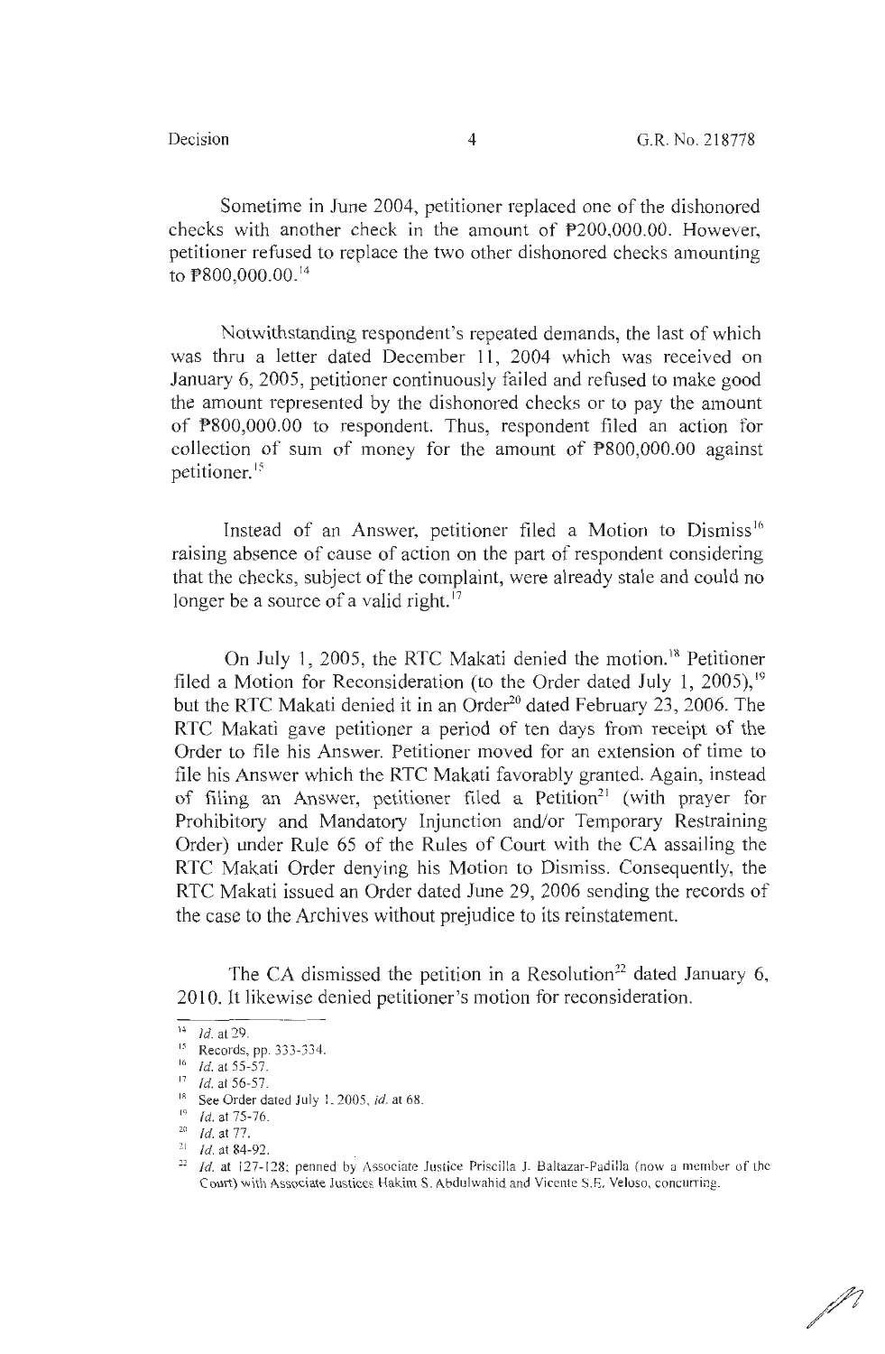Sometime in June 2004, petitioner replaced one of the dishonored checks with another check in the amount of ₱200,000.00. However, petitioner refused to replace the two other dishonored checks amounting to ₱800,000.00.[14]

Notwithstanding respondent's repeated demands, the last of which was thru a letter dated December 11, 2004 which was received on January 6, 2005, petitioner continuously failed and refused to make good the amount represented by the dishonored checks or to pay the amount of ₱800,000.00 to respondent. Thus, respondent filed an action for collection of sum of money for the amount of ₱800,000.00 against petitioner.[15]

Instead of an Answer, petitioner filed a Motion to Dismiss[16] raising absence of cause of action on the part of respondent considering that the checks, subject of the complaint, were already stale and could no longer be a source of a valid right.[17]

On July 1, 2005, the RTC Makati denied the motion.[18] Petitioner filed a Motion for Reconsideration (to the Order dated July 1, 2005),[19] but the RTC Makati denied it in an Order[20] dated February 23, 2006. The RTC Makati gave petitioner a period of ten days from receipt of the Order to file his Answer. Petitioner moved for an extension of time to file his Answer which the RTC Makati favorably granted. Again, instead of filing an Answer, petitioner filed a Petition[21] (with prayer for Prohibitory and Mandatory Injunction and/or Temporary Restraining Order) under Rule 65 of the Rules of Court with the CA assailing the RTC Makati Order denying his Motion to Dismiss. Consequently, the RTC Makati issued an Order dated June 29, 2006 sending the records of the case to the Archives without prejudice to its reinstatement.

The CA dismissed the petition in a Resolution[22] dated January 6, 2010. It likewise denied petitioner's motion for reconsideration.

---

[14] *Id.* at 29.

[15] Records, pp. 333-334.

[16] *Id.* at 55-57.

[17] *Id.* at 56-57.

[18] See Order dated July 1, 2005, *id.* at 68.

[19] *Id.* at 75-76.

[20] *Id.* at 77.

[21] *Id.* at 84-92.

[22] *Id.* at 127-128; penned by Associate Justice Priscilla J. Baltazar-Padilla (now a member of the Court) with Associate Justices Hakim S. Abdulwahid and Vicente S.E. Veloso, concurring.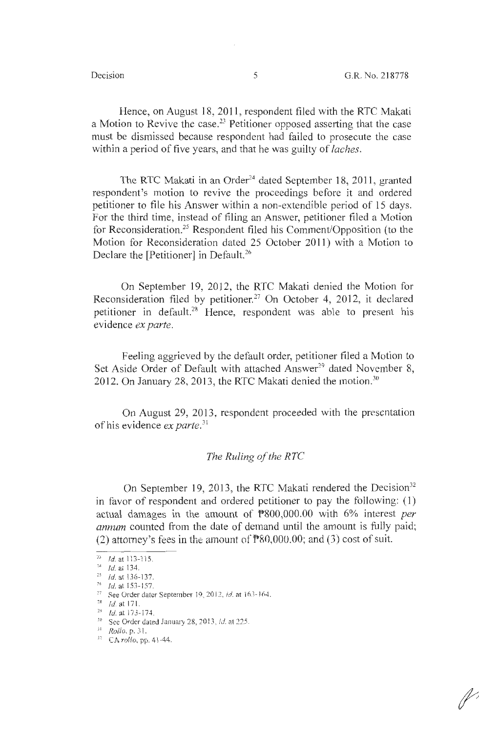Hence, on August 18, 2011, respondent filed with the RTC Makati a Motion to Revive the case.[23] Petitioner opposed asserting that the case must be dismissed because respondent had failed to prosecute the case within a period of five years, and that he was guilty of *laches*.

The RTC Makati in an Order[24] dated September 18, 2011, granted respondent's motion to revive the proceedings before it and ordered petitioner to file his Answer within a non-extendible period of 15 days. For the third time, instead of filing an Answer, petitioner filed a Motion for Reconsideration.[25] Respondent filed his Comment/Opposition (to the Motion for Reconsideration dated 25 October 2011) with a Motion to Declare the [Petitioner] in Default.[26]

On September 19, 2012, the RTC Makati denied the Motion for Reconsideration filed by petitioner.[27] On October 4, 2012, it declared petitioner in default.[28] Hence, respondent was able to present his evidence *ex parte*.

Feeling aggrieved by the default order, petitioner filed a Motion to Set Aside Order of Default with attached Answer[29] dated November 8, 2012. On January 28, 2013, the RTC Makati denied the motion.[30]

On August 29, 2013, respondent proceeded with the presentation of his evidence *ex parte*.[31]

### *The Ruling of the RTC*

On September 19, 2013, the RTC Makati rendered the Decision[32] in favor of respondent and ordered petitioner to pay the following: (1) actual damages in the amount of ₱800,000.00 with 6% interest *per annum* counted from the date of demand until the amount is fully paid; (2) attorney's fees in the amount of ₱80,000.00; and (3) cost of suit.

---

[23] *Id.* at 113-115.
[24] *Id.* at 134.
[25] *Id.* at 136-137.
[26] *Id.* at 153-157.
[27] See Order dater September 19, 2012, *id.* at 163-164.
[28] *Id.* at 171.
[29] *Id.* at 173-174.
[30] See Order dated January 28, 2013, *id.* at 225.
[31] *Rollo*, p. 31.
[32] CA *rollo*, pp. 41-44.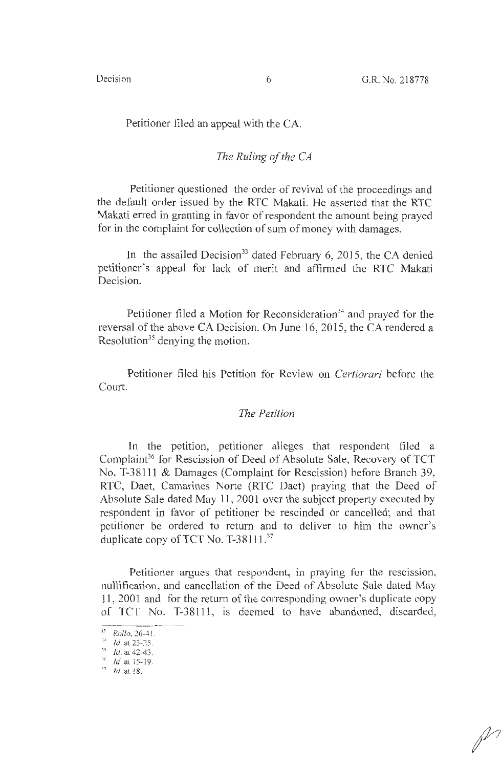Petitioner filed an appeal with the CA.

*The Ruling of the CA*

Petitioner questioned the order of revival of the proceedings and the default order issued by the RTC Makati. He asserted that the RTC Makati erred in granting in favor of respondent the amount being prayed for in the complaint for collection of sum of money with damages.

In the assailed Decision[33] dated February 6, 2015, the CA denied petitioner's appeal for lack of merit and affirmed the RTC Makati Decision.

Petitioner filed a Motion for Reconsideration[34] and prayed for the reversal of the above CA Decision. On June 16, 2015, the CA rendered a Resolution[35] denying the motion.

Petitioner filed his Petition for Review on *Certiorari* before the Court.

*The Petition*

In the petition, petitioner alleges that respondent filed a Complaint[36] for Rescission of Deed of Absolute Sale, Recovery of TCT No. T-38111 & Damages (Complaint for Rescission) before Branch 39, RTC, Daet, Camarines Norte (RTC Daet) praying that the Deed of Absolute Sale dated May 11, 2001 over the subject property executed by respondent in favor of petitioner be rescinded or cancelled; and that petitioner be ordered to return and to deliver to him the owner's duplicate copy of TCT No. T-38111.[37]

Petitioner argues that respondent, in praying for the rescission, nullification, and cancellation of the Deed of Absolute Sale dated May 11, 2001 and for the return of the corresponding owner's duplicate copy of TCT No. T-38111, is deemed to have abandoned, discarded,

---

[33] *Rollo*, 26-41.

[34] *Id.* at 23-25.

[35] *Id.* at 42-43.

[36] *Id.* at 15-19.

[37] *Id.* at 18.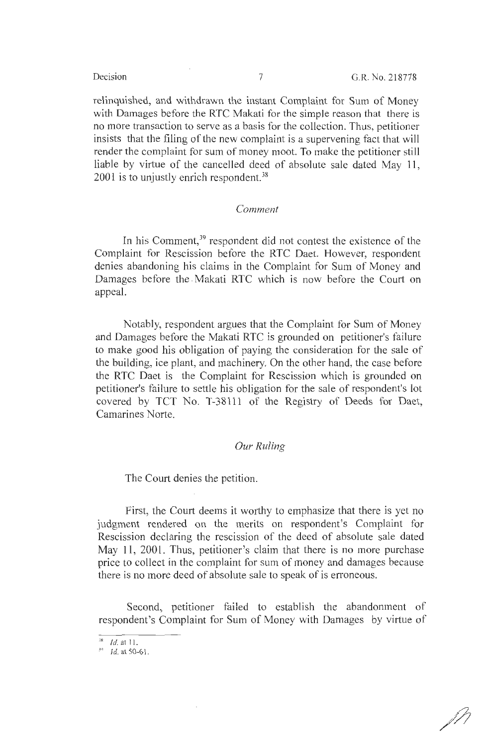relinquished, and withdrawn the instant Complaint for Sum of Money with Damages before the RTC Makati for the simple reason that there is no more transaction to serve as a basis for the collection. Thus, petitioner insists that the filing of the new complaint is a supervening fact that will render the complaint for sum of money moot. To make the petitioner still liable by virtue of the cancelled deed of absolute sale dated May 11, 2001 is to unjustly enrich respondent.[38]

*Comment*

In his Comment,[39] respondent did not contest the existence of the Complaint for Rescission before the RTC Daet. However, respondent denies abandoning his claims in the Complaint for Sum of Money and Damages before the Makati RTC which is now before the Court on appeal.

Notably, respondent argues that the Complaint for Sum of Money and Damages before the Makati RTC is grounded on petitioner's failure to make good his obligation of paying the consideration for the sale of the building, ice plant, and machinery. On the other hand, the case before the RTC Daet is the Complaint for Rescission which is grounded on petitioner's failure to settle his obligation for the sale of respondent's lot covered by TCT No. T-38111 of the Registry of Deeds for Daet, Camarines Norte.

*Our Ruling*

The Court denies the petition.

First, the Court deems it worthy to emphasize that there is yet no judgment rendered on the merits on respondent's Complaint for Rescission declaring the rescission of the deed of absolute sale dated May 11, 2001. Thus, petitioner's claim that there is no more purchase price to collect in the complaint for sum of money and damages because there is no more deed of absolute sale to speak of is erroneous.

Second, petitioner failed to establish the abandonment of respondent's Complaint for Sum of Money with Damages by virtue of

---

[38] *Id.* at 11.

[39] *Id.* at 50-61.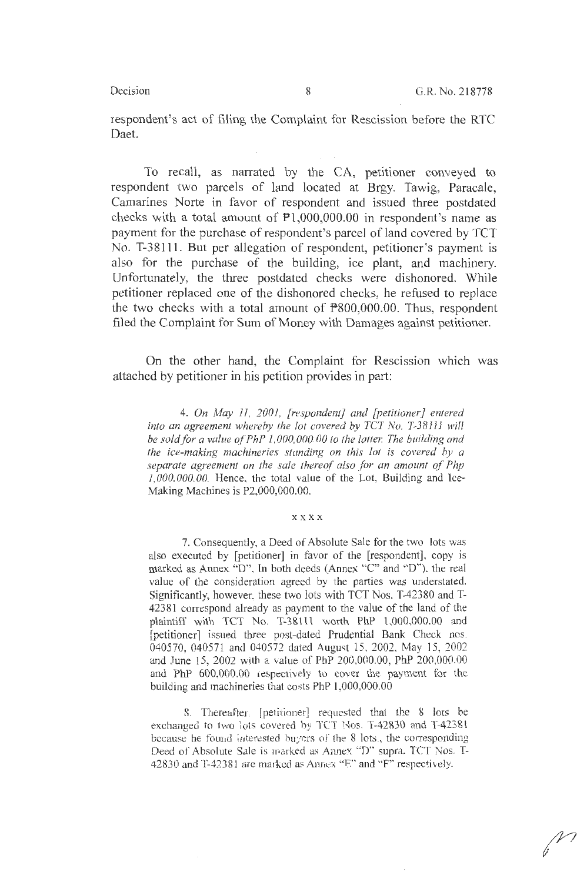respondent's act of filing the Complaint for Rescission before the RTC Daet.

To recall, as narrated by the CA, petitioner conveyed to respondent two parcels of land located at Brgy. Tawig, Paracale, Camarines Norte in favor of respondent and issued three postdated checks with a total amount of ₱1,000,000.00 in respondent's name as payment for the purchase of respondent's parcel of land covered by TCT No. T-38111. But per allegation of respondent, petitioner's payment is also for the purchase of the building, ice plant, and machinery. Unfortunately, the three postdated checks were dishonored. While petitioner replaced one of the dishonored checks, he refused to replace the two checks with a total amount of ₱800,000.00. Thus, respondent filed the Complaint for Sum of Money with Damages against petitioner.

On the other hand, the Complaint for Rescission which was attached by petitioner in his petition provides in part:

> 4. *On May 11, 2001, [respondent] and [petitioner] entered into an agreement whereby the lot covered by TCT No. T-38111 will be sold for a value of PhP 1,000,000.00 to the latter. The building and the ice-making machineries standing on this lot is covered by a separate agreement on the sale thereof also for an amount of Php 1,000,000.00.* Hence, the total value of the Lot, Building and Ice-Making Machines is P2,000,000.00.
>
> x x x x
>
> 7. Consequently, a Deed of Absolute Sale for the two lots was also executed by [petitioner] in favor of the [respondent], copy is marked as Annex "D". In both deeds (Annex "C" and "D"), the real value of the consideration agreed by the parties was understated. Significantly, however, these two lots with TCT Nos. T-42380 and T-42381 correspond already as payment to the value of the land of the plaintiff with TCT No. T-38111 worth PhP 1,000,000.00 and [petitioner] issued three post-dated Prudential Bank Check nos. 040570, 040571 and 040572 dated August 15, 2002, May 15, 2002 and June 15, 2002 with a value of PhP 200,000.00, PhP 200,000.00 and PhP 600,000.00 respectively to cover the payment for the building and machineries that costs PhP 1,000,000.00
>
> 8. Thereafter, [petitioner] requested that the 8 lots be exchanged to two lots covered by TCT Nos. T-42830 and T-42381 because he found interested buyers of the 8 lots., the corresponding Deed of Absolute Sale is marked as Annex "D" supra. TCT Nos. T-42830 and T-42381 are marked as Annex "E" and "F" respectively.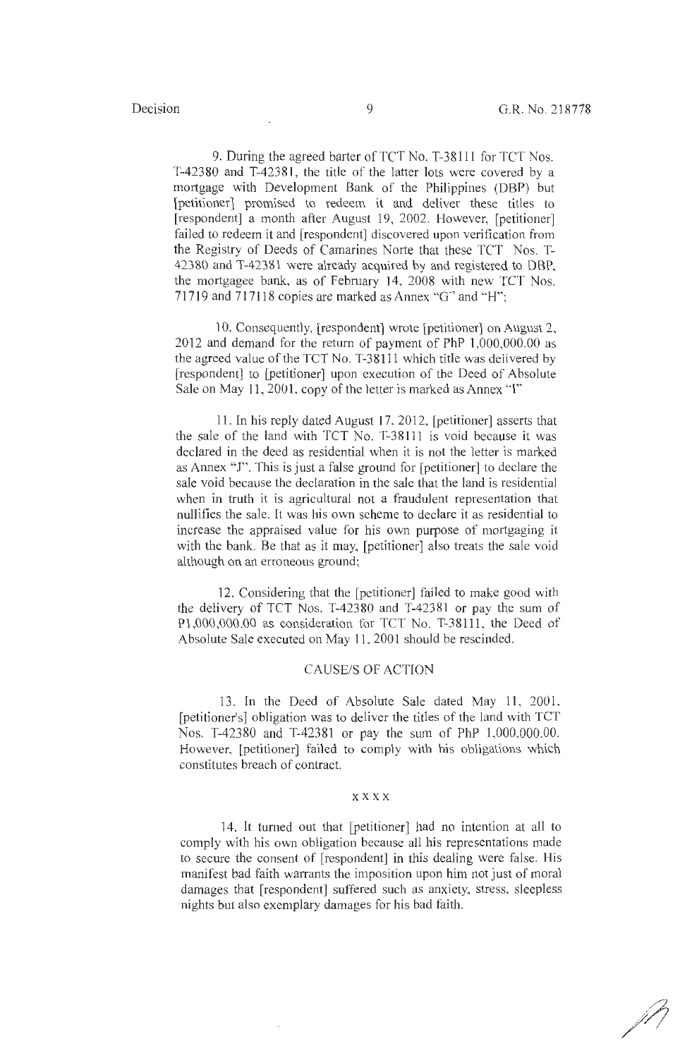9. During the agreed barter of TCT No. T-38111 for TCT Nos. T-42380 and T-42381, the title of the latter lots were covered by a mortgage with Development Bank of the Philippines (DBP) but [petitioner] promised to redeem it and deliver these titles to [respondent] a month after August 19, 2002. However, [petitioner] failed to redeem it and [respondent] discovered upon verification from the Registry of Deeds of Camarines Norte that these TCT Nos. T-42380 and T-42381 were already acquired by and registered to DBP, the mortgagee bank, as of February 14, 2008 with new TCT Nos. 71719 and 717118 copies are marked as Annex "G" and "H";

10. Consequently, [respondent] wrote [petitioner] on August 2, 2012 and demand for the return of payment of PhP 1,000,000.00 as the agreed value of the TCT No. T-38111 which title was delivered by [respondent] to [petitioner] upon execution of the Deed of Absolute Sale on May 11, 2001, copy of the letter is marked as Annex "I"

11. In his reply dated August 17, 2012, [petitioner] asserts that the sale of the land with TCT No. T-38111 is void because it was declared in the deed as residential when it is not the letter is marked as Annex "J". This is just a false ground for [petitioner] to declare the sale void because the declaration in the sale that the land is residential when in truth it is agricultural not a fraudulent representation that nullifies the sale. It was his own scheme to declare it as residential to increase the appraised value for his own purpose of mortgaging it with the bank. Be that as it may, [petitioner] also treats the sale void although on an erroneous ground;

12. Considering that the [petitioner] failed to make good with the delivery of TCT Nos. T-42380 and T-42381 or pay the sum of P1,000,000.00 as consideration for TCT No. T-38111, the Deed of Absolute Sale executed on May 11, 2001 should be rescinded.

CAUSE/S OF ACTION

13. In the Deed of Absolute Sale dated May 11, 2001, [petitioner's] obligation was to deliver the titles of the land with TCT Nos. T-42380 and T-42381 or pay the sum of PhP 1,000,000.00. However, [petitioner] failed to comply with his obligations which constitutes breach of contract.

x x x x

14. It turned out that [petitioner] had no intention at all to comply with his own obligation because all his representations made to secure the consent of [respondent] in this dealing were false. His manifest bad faith warrants the imposition upon him not just of moral damages that [respondent] suffered such as anxiety, stress, sleepless nights but also exemplary damages for his bad faith.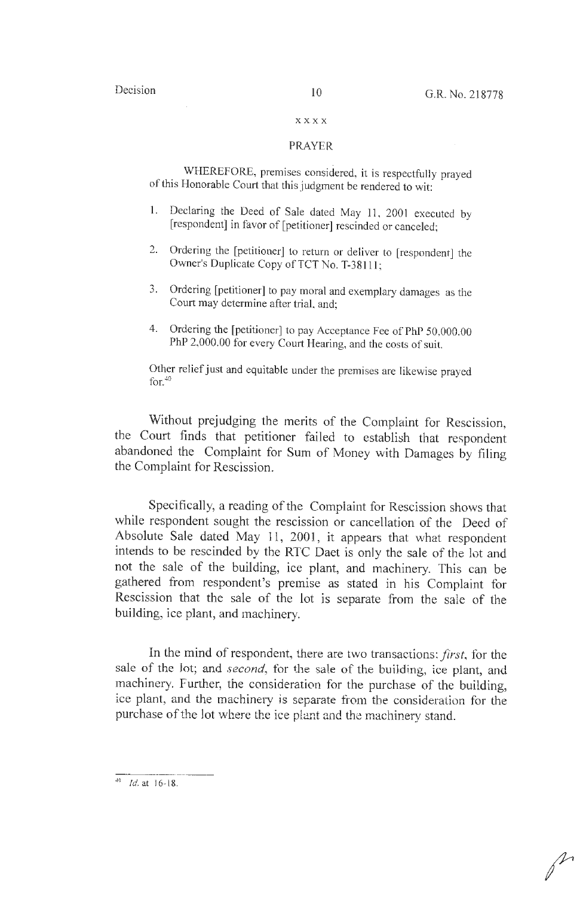x x x x

PRAYER

WHEREFORE, premises considered, it is respectfully prayed of this Honorable Court that this judgment be rendered to wit:

1. Declaring the Deed of Sale dated May 11, 2001 executed by [respondent] in favor of [petitioner] rescinded or canceled;

2. Ordering the [petitioner] to return or deliver to [respondent] the Owner's Duplicate Copy of TCT No. T-38111;

3. Ordering [petitioner] to pay moral and exemplary damages as the Court may determine after trial, and;

4. Ordering the [petitioner] to pay Acceptance Fee of PhP 50,000.00 PhP 2,000.00 for every Court Hearing, and the costs of suit.

Other relief just and equitable under the premises are likewise prayed for.[40]

Without prejudging the merits of the Complaint for Rescission, the Court finds that petitioner failed to establish that respondent abandoned the Complaint for Sum of Money with Damages by filing the Complaint for Rescission.

Specifically, a reading of the Complaint for Rescission shows that while respondent sought the rescission or cancellation of the Deed of Absolute Sale dated May 11, 2001, it appears that what respondent intends to be rescinded by the RTC Daet is only the sale of the lot and not the sale of the building, ice plant, and machinery. This can be gathered from respondent's premise as stated in his Complaint for Rescission that the sale of the lot is separate from the sale of the building, ice plant, and machinery.

In the mind of respondent, there are two transactions: *first*, for the sale of the lot; and *second*, for the sale of the building, ice plant, and machinery. Further, the consideration for the purchase of the building, ice plant, and the machinery is separate from the consideration for the purchase of the lot where the ice plant and the machinery stand.

---

[40] *Id.* at 16-18.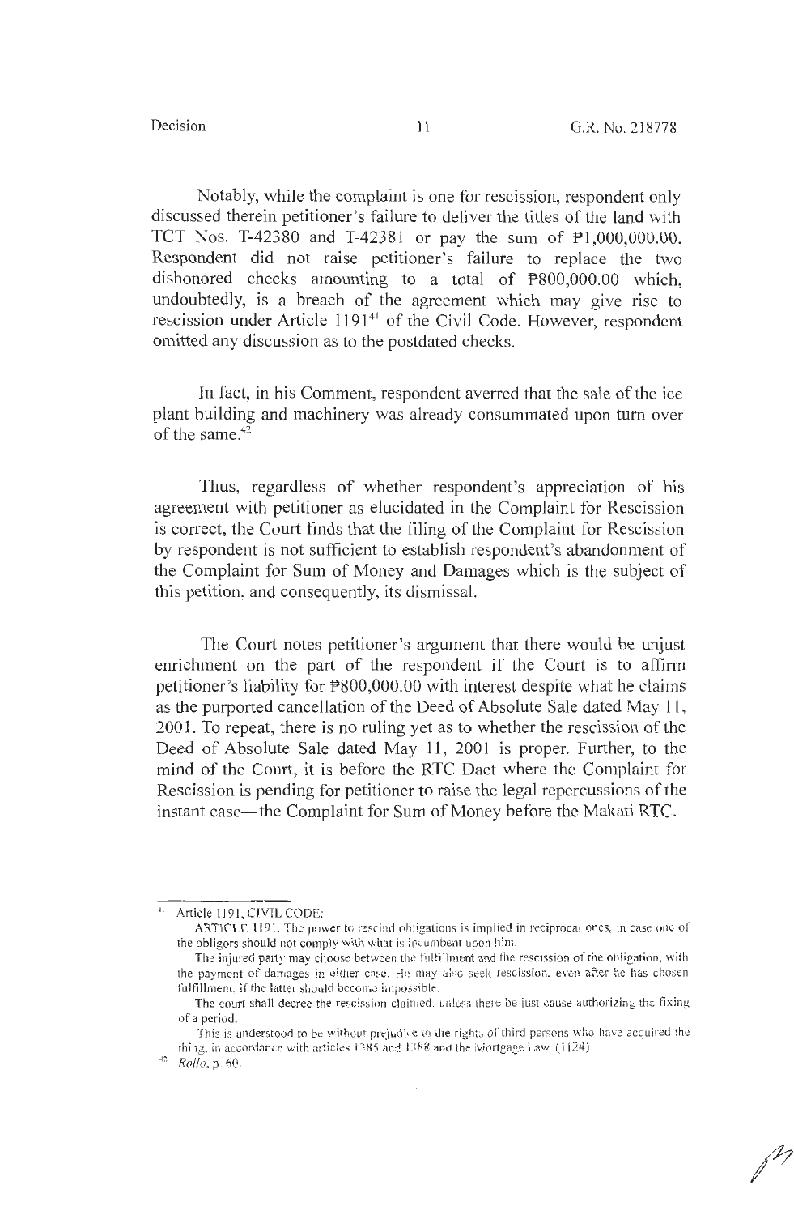Notably, while the complaint is one for rescission, respondent only discussed therein petitioner's failure to deliver the titles of the land with TCT Nos. T-42380 and T-42381 or pay the sum of ₱1,000,000.00. Respondent did not raise petitioner's failure to replace the two dishonored checks amounting to a total of ₱800,000.00 which, undoubtedly, is a breach of the agreement which may give rise to rescission under Article 1191[41] of the Civil Code. However, respondent omitted any discussion as to the postdated checks.

In fact, in his Comment, respondent averred that the sale of the ice plant building and machinery was already consummated upon turn over of the same.[42]

Thus, regardless of whether respondent's appreciation of his agreement with petitioner as elucidated in the Complaint for Rescission is correct, the Court finds that the filing of the Complaint for Rescission by respondent is not sufficient to establish respondent's abandonment of the Complaint for Sum of Money and Damages which is the subject of this petition, and consequently, its dismissal.

The Court notes petitioner's argument that there would be unjust enrichment on the part of the respondent if the Court is to affirm petitioner's liability for ₱800,000.00 with interest despite what he claims as the purported cancellation of the Deed of Absolute Sale dated May 11, 2001. To repeat, there is no ruling yet as to whether the rescission of the Deed of Absolute Sale dated May 11, 2001 is proper. Further, to the mind of the Court, it is before the RTC Daet where the Complaint for Rescission is pending for petitioner to raise the legal repercussions of the instant case—the Complaint for Sum of Money before the Makati RTC.

---

[41] Article 1191, CIVIL CODE:

ARTICLE 1191. The power to rescind obligations is implied in reciprocal ones, in case one of the obligors should not comply with what is incumbent upon him.

The injured party may choose between the fulfillment and the rescission of the obligation, with the payment of damages in either case. He may also seek rescission, even after he has chosen fulfillment, if the latter should become impossible.

The court shall decree the rescission claimed, unless there be just cause authorizing the fixing of a period.

This is understood to be without prejudice to the rights of third persons who have acquired the thing, in accordance with articles 1385 and 1388 and the Mortgage Law. (1124)

[42] *Rollo*, p. 60.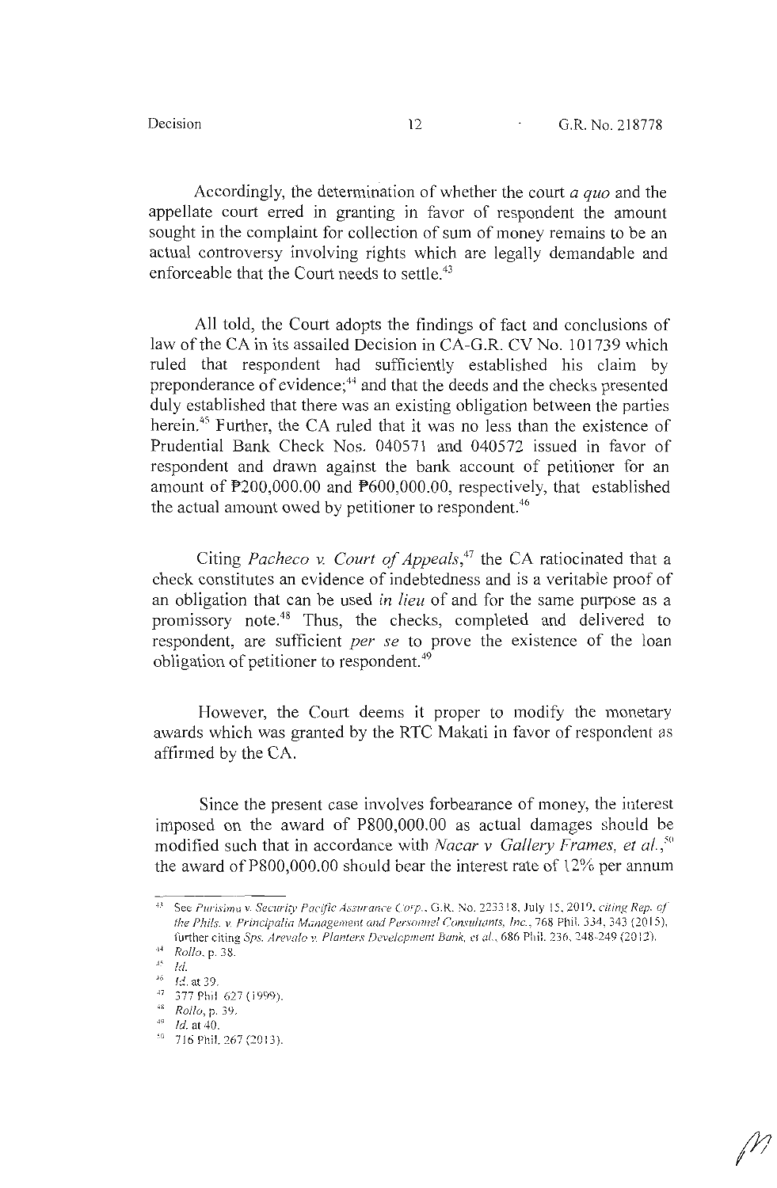Accordingly, the determination of whether the court *a quo* and the appellate court erred in granting in favor of respondent the amount sought in the complaint for collection of sum of money remains to be an actual controversy involving rights which are legally demandable and enforceable that the Court needs to settle.[43]

All told, the Court adopts the findings of fact and conclusions of law of the CA in its assailed Decision in CA-G.R. CV No. 101739 which ruled that respondent had sufficiently established his claim by preponderance of evidence;[44] and that the deeds and the checks presented duly established that there was an existing obligation between the parties herein.[45] Further, the CA ruled that it was no less than the existence of Prudential Bank Check Nos. 040571 and 040572 issued in favor of respondent and drawn against the bank account of petitioner for an amount of ₱200,000.00 and ₱600,000.00, respectively, that established the actual amount owed by petitioner to respondent.[46]

Citing *Pacheco v. Court of Appeals*,[47] the CA ratiocinated that a check constitutes an evidence of indebtedness and is a veritable proof of an obligation that can be used *in lieu* of and for the same purpose as a promissory note.[48] Thus, the checks, completed and delivered to respondent, are sufficient *per se* to prove the existence of the loan obligation of petitioner to respondent.[49]

However, the Court deems it proper to modify the monetary awards which was granted by the RTC Makati in favor of respondent as affirmed by the CA.

Since the present case involves forbearance of money, the interest imposed on the award of P800,000.00 as actual damages should be modified such that in accordance with *Nacar v Gallery Frames, et al.*,[50] the award of P800,000.00 should bear the interest rate of 12% per annum

---

[43] See *Purisima v. Security Pacific Assurance Corp.*, G.R. No. 223318, July 15, 2019, *citing Rep. of the Phils. v. Principalia Management and Personnel Consultants, Inc.*, 768 Phil. 334, 343 (2015), further citing *Sps. Arevalo v. Planters Development Bank, et al.*, 686 Phil. 236, 248-249 (2012).

[44] *Rollo*, p. 38.

[45] *Id.*

[46] *Id.* at 39.

[47] 377 Phil. 627 (1999).

[48] *Rollo*, p. 39.

[49] *Id.* at 40.

[50] 716 Phil. 267 (2013).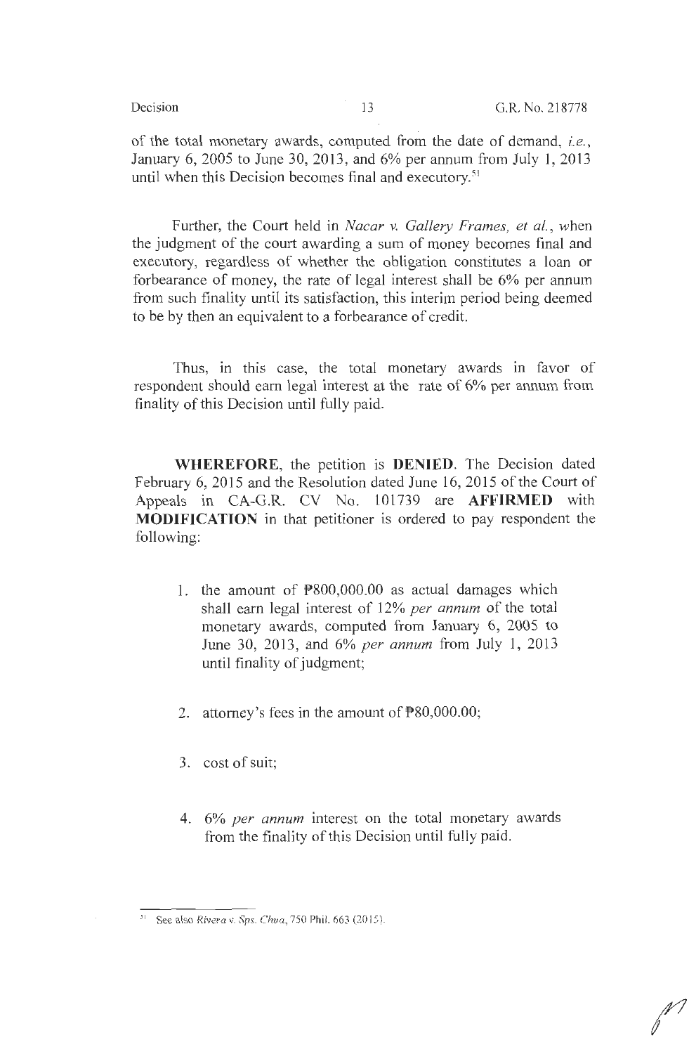of the total monetary awards, computed from the date of demand, *i.e.*, January 6, 2005 to June 30, 2013, and 6% per annum from July 1, 2013 until when this Decision becomes final and executory.[51]

Further, the Court held in *Nacar v. Gallery Frames, et al.*, when the judgment of the court awarding a sum of money becomes final and executory, regardless of whether the obligation constitutes a loan or forbearance of money, the rate of legal interest shall be 6% per annum from such finality until its satisfaction, this interim period being deemed to be by then an equivalent to a forbearance of credit.

Thus, in this case, the total monetary awards in favor of respondent should earn legal interest at the rate of 6% per annum from finality of this Decision until fully paid.

**WHEREFORE**, the petition is **DENIED**. The Decision dated February 6, 2015 and the Resolution dated June 16, 2015 of the Court of Appeals in CA-G.R. CV No. 101739 are **AFFIRMED** with **MODIFICATION** in that petitioner is ordered to pay respondent the following:

1. the amount of ₱800,000.00 as actual damages which shall earn legal interest of 12% *per annum* of the total monetary awards, computed from January 6, 2005 to June 30, 2013, and 6% *per annum* from July 1, 2013 until finality of judgment;

2. attorney's fees in the amount of ₱80,000.00;

3. cost of suit;

4. 6% *per annum* interest on the total monetary awards from the finality of this Decision until fully paid.

---

[51] See also *Rivera v. Sps. Chua*, 750 Phil. 663 (2015).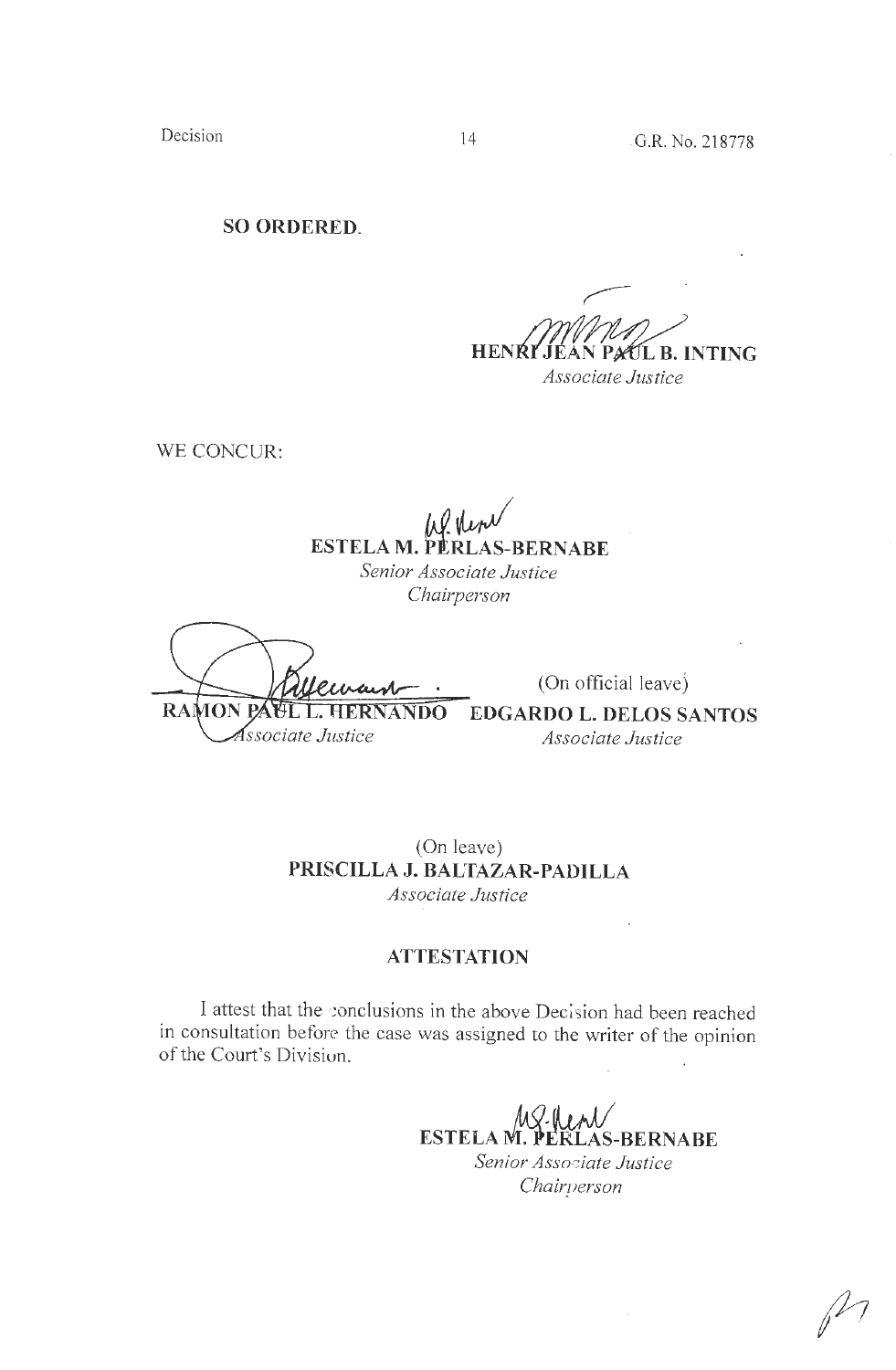**SO ORDERED.**

**HENRI JEAN PAUL B. INTING**
*Associate Justice*

WE CONCUR:

**ESTELA M. PERLAS-BERNABE**
*Senior Associate Justice*
*Chairperson*

**RAMON PAUL L. HERNANDO**
*Associate Justice*

(On official leave)
**EDGARDO L. DELOS SANTOS**
*Associate Justice*

(On leave)
**PRISCILLA J. BALTAZAR-PADILLA**
*Associate Justice*

## ATTESTATION

I attest that the conclusions in the above Decision had been reached in consultation before the case was assigned to the writer of the opinion of the Court's Division.

**ESTELA M. PERLAS-BERNABE**
*Senior Associate Justice*
*Chairperson*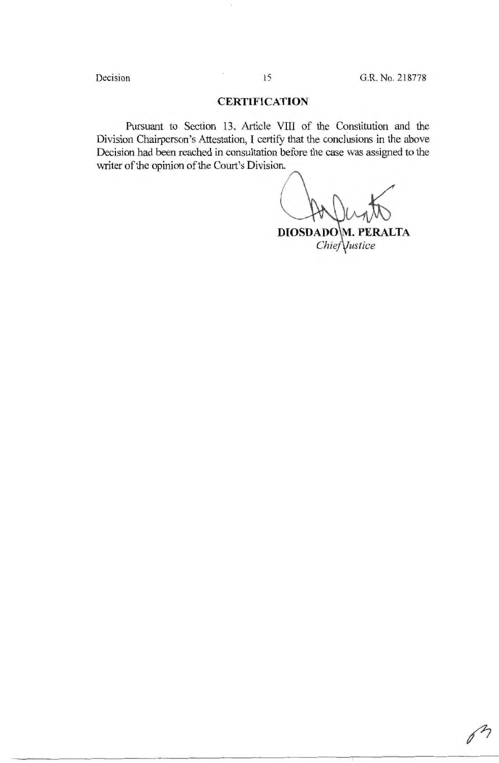## CERTIFICATION

Pursuant to Section 13, Article VIII of the Constitution and the Division Chairperson's Attestation, I certify that the conclusions in the above Decision had been reached in consultation before the case was assigned to the writer of the opinion of the Court's Division.

**DIOSDADO M. PERALTA**
*Chief Justice*